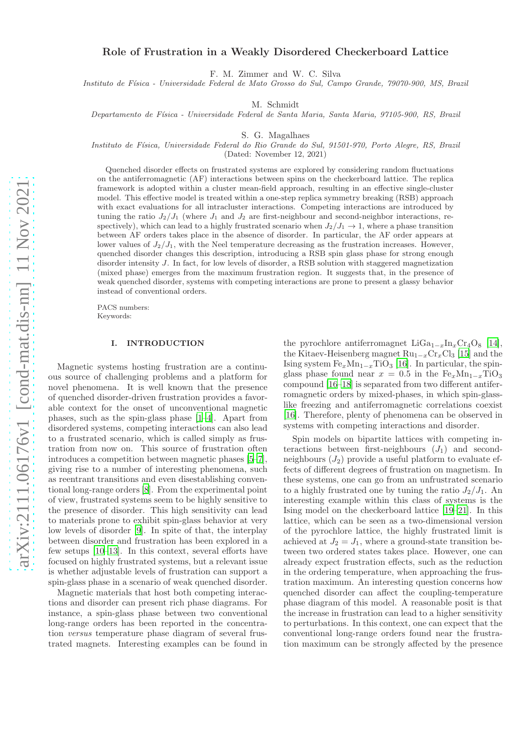# Role of Frustration in a Weakly Disordered Checkerboard Lattice

F. M. Zimmer and W. C. Silva

*Instituto de Física - Universidade Federal de Mato Grosso do Sul, Campo Grande, 79070-900, MS, Brazil*

M. Schmidt

*Departamento de Física - Universidade Federal de Santa Maria, Santa Maria, 97105-900, RS, Brazil*

S. G. Magalhaes

*Instituto de Física, Universidade Federal do Rio Grande do Sul, 91501-970, Porto Alegre, RS, Brazil*

(Dated: November 12, 2021)

Quenched disorder effects on frustrated systems are explored by considering random fluctuations on the antiferromagnetic (AF) interactions between spins on the checkerboard lattice. The replica framework is adopted within a cluster mean-field approach, resulting in an effective single-cluster model. This effective model is treated within a one-step replica symmetry breaking (RSB) approach with exact evaluations for all intracluster interactions. Competing interactions are introduced by tuning the ratio $J_2/J_1$ (where $J_1$ and $J_2$ are first-neighbour and second-neighbor interactions, respectively), which can lead to a highly frustrated scenario when $J_2/J_1 \to 1$, where a phase transition between AF orders takes place in the absence of disorder. In particular, the AF order appears at lower values of $J_2/J_1$, with the Neel temperature decreasing as the frustration increases. However, quenched disorder changes this description, introducing a RSB spin glass phase for strong enough disorder intensity $J$. In fact, for low levels of disorder, a RSB solution with staggered magnetization (mixed phase) emerges from the maximum frustration region. It suggests that, in the presence of weak quenched disorder, systems with competing interactions are prone to present a glassy behavior instead of conventional orders.

PACS numbers:
Keywords:

## I. INTRODUCTION

Magnetic systems hosting frustration are a continuous source of challenging problems and a platform for novel phenomena. It is well known that the presence of quenched disorder-driven frustration provides a favorable context for the onset of unconventional magnetic phases, such as the spin-glass phase [1–4]. Apart from disordered systems, competing interactions can also lead to a frustrated scenario, which is called simply as frustration from now on. This source of frustration often introduces a competition between magnetic phases [5–7], giving rise to a number of interesting phenomena, such as reentrant transitions and even disestablishing conventional long-range orders [8]. From the experimental point of view, frustrated systems seem to be highly sensitive to the presence of disorder. This high sensitivity can lead to materials prone to exhibit spin-glass behavior at very low levels of disorder [9]. In spite of that, the interplay between disorder and frustration has been explored in a few setups [10–13]. In this context, several efforts have focused on highly frustrated systems, but a relevant issue is whether adjustable levels of frustration can support a spin-glass phase in a scenario of weak quenched disorder.

Magnetic materials that host both competing interactions and disorder can present rich phase diagrams. For instance, a spin-glass phase between two conventional long-range orders has been reported in the concentration *versus* temperature phase diagram of several frustrated magnets. Interesting examples can be found in the pyrochlore antiferromagnet $LiGa_{1-x}In_xCr_4O_8$ [14], the Kitaev-Heisenberg magnet $Ru_{1-x}Cr_xCl_3$ [15] and the Ising system $Fe_xMn_{1-x}TiO_3$ [16]. In particular, the spin-glass phase found near $x = 0.5$ in the $Fe_xMn_{1-x}TiO_3$ compound [16–18] is separated from two different antiferromagnetic orders by mixed-phases, in which spin-glass-like freezing and antiferromagnetic correlations coexist [16]. Therefore, plenty of phenomena can be observed in systems with competing interactions and disorder.

Spin models on bipartite lattices with competing interactions between first-neighbours ($J_1$) and second-neighbours ($J_2$) provide a useful platform to evaluate effects of different degrees of frustration on magnetism. In these systems, one can go from an unfrustrated scenario to a highly frustrated one by tuning the ratio $J_2/J_1$. An interesting example within this class of systems is the Ising model on the checkerboard lattice [19–21]. In this lattice, which can be seen as a two-dimensional version of the pyrochlore lattice, the highly frustrated limit is achieved at $J_2 = J_1$, where a ground-state transition between two ordered states takes place. However, one can already expect frustration effects, such as the reduction in the ordering temperature, when approaching the frustration maximum. An interesting question concerns how quenched disorder can affect the coupling-temperature phase diagram of this model. A reasonable posit is that the increase in frustration can lead to a higher sensitivity to perturbations. In this context, one can expect that the conventional long-range orders found near the frustration maximum can be strongly affected by the presence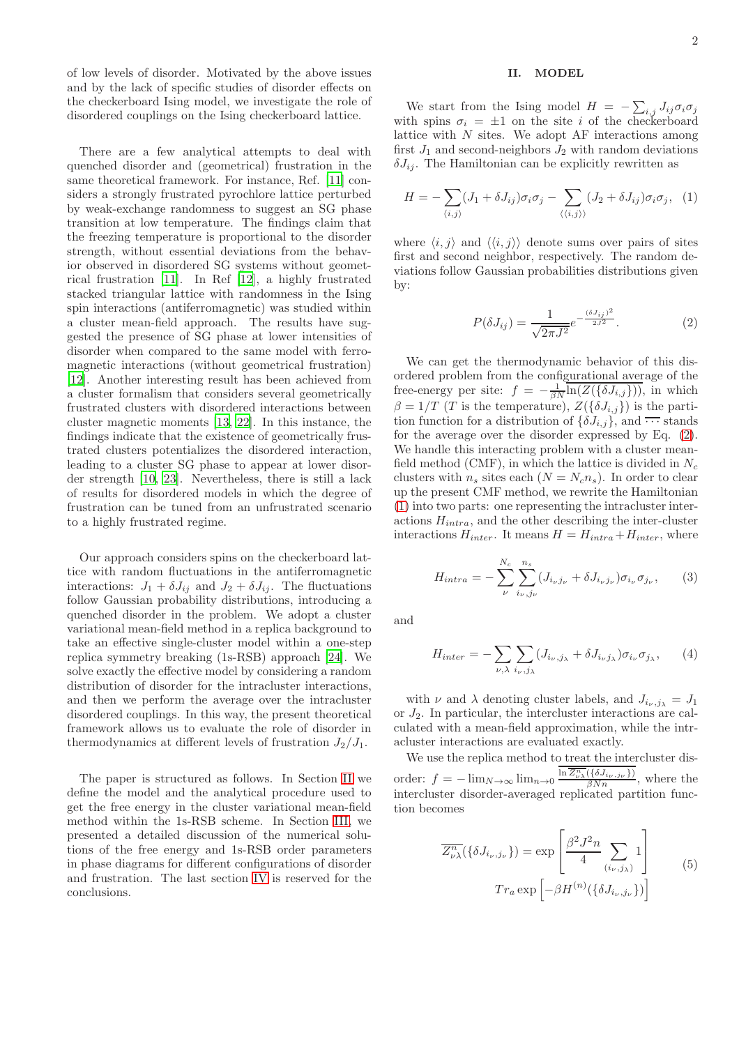of low levels of disorder. Motivated by the above issues and by the lack of specific studies of disorder effects on the checkerboard Ising model, we investigate the role of disordered couplings on the Ising checkerboard lattice.

There are a few analytical attempts to deal with quenched disorder and (geometrical) frustration in the same theoretical framework. For instance, Ref. [11] considers a strongly frustrated pyrochlore lattice perturbed by weak-exchange randomness to suggest an SG phase transition at low temperature. The findings claim that the freezing temperature is proportional to the disorder strength, without essential deviations from the behavior observed in disordered SG systems without geometrical frustration [11]. In Ref [12], a highly frustrated stacked triangular lattice with randomness in the Ising spin interactions (antiferromagnetic) was studied within a cluster mean-field approach. The results have suggested the presence of SG phase at lower intensities of disorder when compared to the same model with ferromagnetic interactions (without geometrical frustration) [12]. Another interesting result has been achieved from a cluster formalism that considers several geometrically frustrated clusters with disordered interactions between cluster magnetic moments [13, 22]. In this instance, the findings indicate that the existence of geometrically frustrated clusters potentializes the disordered interaction, leading to a cluster SG phase to appear at lower disorder strength [10, 23]. Nevertheless, there is still a lack of results for disordered models in which the degree of frustration can be tuned from an unfrustrated scenario to a highly frustrated regime.

Our approach considers spins on the checkerboard lattice with random fluctuations in the antiferromagnetic interactions: $J_1 + \delta J_{ij}$ and $J_2 + \delta J_{ij}$. The fluctuations follow Gaussian probability distributions, introducing a quenched disorder in the problem. We adopt a cluster variational mean-field method in a replica background to take an effective single-cluster model within a one-step replica symmetry breaking (1s-RSB) approach [24]. We solve exactly the effective model by considering a random distribution of disorder for the intracluster interactions, and then we perform the average over the intracluster disordered couplings. In this way, the present theoretical framework allows us to evaluate the role of disorder in thermodynamics at different levels of frustration $J_2/J_1$.

The paper is structured as follows. In Section II we define the model and the analytical procedure used to get the free energy in the cluster variational mean-field method within the 1s-RSB scheme. In Section III, we presented a detailed discussion of the numerical solutions of the free energy and 1s-RSB order parameters in phase diagrams for different configurations of disorder and frustration. The last section IV is reserved for the conclusions.

## II. MODEL

We start from the Ising model $H = -\sum_{i,j} J_{ij}\sigma_i\sigma_j$ with spins $\sigma_i = \pm 1$ on the site $i$ of the checkerboard lattice with $N$ sites. We adopt AF interactions among first $J_1$ and second-neighbors $J_2$ with random deviations $\delta J_{ij}$. The Hamiltonian can be explicitly rewritten as

$$H = -\sum_{\langle i,j\rangle}(J_1 + \delta J_{ij})\sigma_i\sigma_j - \sum_{\langle\langle i,j\rangle\rangle}(J_2 + \delta J_{ij})\sigma_i\sigma_j, \quad (1)$$

where $\langle i,j\rangle$ and $\langle\langle i,j\rangle\rangle$ denote sums over pairs of sites first and second neighbor, respectively. The random deviations follow Gaussian probabilities distributions given by:

$$P(\delta J_{ij}) = \frac{1}{\sqrt{2\pi J^2}} e^{-\frac{(\delta J_{ij})^2}{2J^2}}. \quad (2)$$

We can get the thermodynamic behavior of this disordered problem from the configurational average of the free-energy per site: $f = -\frac{1}{\beta N}\overline{\ln(Z(\{\delta J_{i,j}\}))}$, in which $\beta = 1/T$ ($T$ is the temperature), $Z(\{\delta J_{i,j}\})$ is the partition function for a distribution of $\{\delta J_{i,j}\}$, and $\overline{\cdots}$ stands for the average over the disorder expressed by Eq. (2). We handle this interacting problem with a cluster mean-field method (CMF), in which the lattice is divided in $N_c$ clusters with $n_s$ sites each ($N = N_c n_s$). In order to clear up the present CMF method, we rewrite the Hamiltonian (1) into two parts: one representing the intracluster interactions $H_{intra}$, and the other describing the inter-cluster interactions $H_{inter}$. It means $H = H_{intra} + H_{inter}$, where

$$H_{intra} = -\sum_{\nu}^{N_c}\sum_{i_\nu,j_\nu}^{n_s}(J_{i_\nu j_\nu} + \delta J_{i_\nu j_\nu})\sigma_{i_\nu}\sigma_{j_\nu}, \quad (3)$$

and

$$H_{inter} = -\sum_{\nu,\lambda}\sum_{i_\nu,j_\lambda}(J_{i_\nu,j_\lambda} + \delta J_{i_\nu j_\lambda})\sigma_{i_\nu}\sigma_{j_\lambda}, \quad (4)$$

with $\nu$ and $\lambda$ denoting cluster labels, and $J_{i_\nu,j_\lambda} = J_1$ or $J_2$. In particular, the intercluster interactions are calculated with a mean-field approximation, while the intracluster interactions are evaluated exactly.

We use the replica method to treat the intercluster disorder: $f = -\lim_{N\to\infty}\lim_{n\to 0}\frac{\ln\overline{Z^n_{\nu\lambda}(\{\delta J_{i_\nu,j_\nu}\})}}{\beta N n}$, where the intercluster disorder-averaged replicated partition function becomes

$$\overline{Z^n_{\nu\lambda}}(\{\delta J_{i_\nu,j_\nu}\}) = \exp\left[\frac{\beta^2 J^2 n}{4}\sum_{(i_\nu,j_\lambda)} 1\right] \\ Tr_a \exp\left[-\beta H^{(n)}(\{\delta J_{i_\nu,j_\nu}\})\right] \quad (5)$$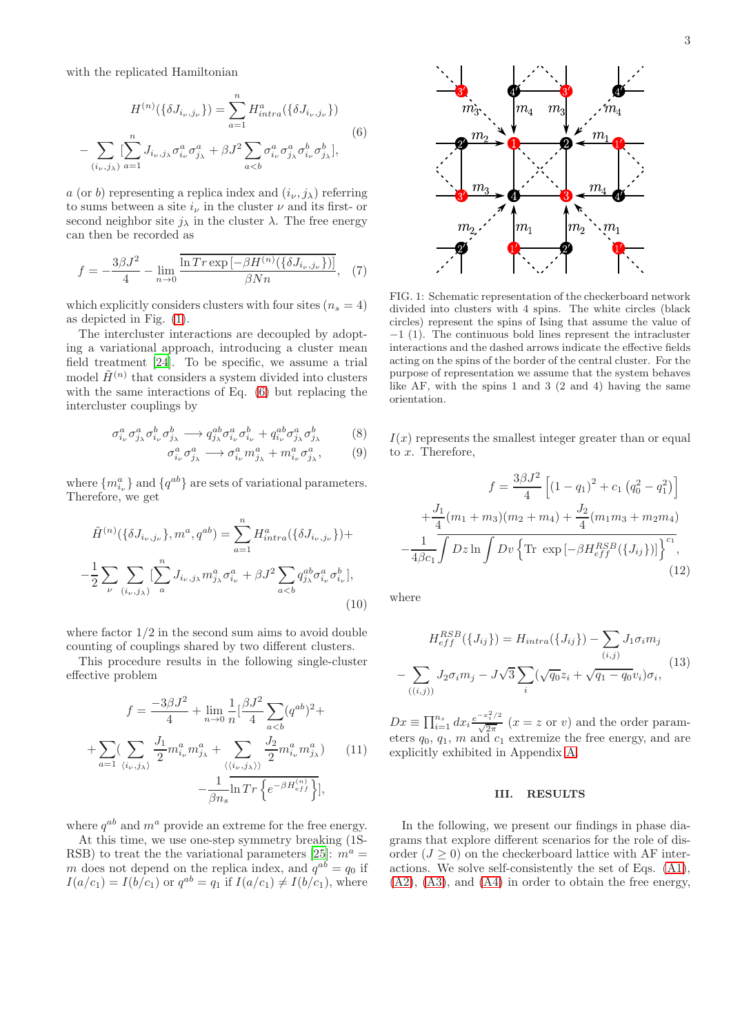with the replicated Hamiltonian

$$H^{(n)}(\{\delta J_{i_\nu,j_\nu}\}) = \sum_{a=1}^{n} H^a_{intra}(\{\delta J_{i_\nu,j_\nu}\})$$
$$- \sum_{(i_\nu,j_\lambda)} [\sum_{a=1}^{n} J_{i_\nu,j_\lambda}\sigma^a_{i_\nu}\sigma^a_{j_\lambda} + \beta J^2 \sum_{a<b} \sigma^a_{i_\nu}\sigma^a_{j_\lambda}\sigma^b_{i_\nu}\sigma^b_{j_\lambda}], \tag{6}$$

$a$ (or $b$) representing a replica index and $(i_\nu, j_\lambda)$ referring to sums between a site $i_\nu$ in the cluster $\nu$ and its first- or second neighbor site $j_\lambda$ in the cluster $\lambda$. The free energy can then be recorded as

$$f = -\frac{3\beta J^2}{4} - \lim_{n\to 0} \frac{\overline{\ln Tr \exp\left[-\beta H^{(n)}(\{\delta J_{i_\nu,j_\nu}\})\right]}}{\beta N n}, \tag{7}$$

which explicitly considers clusters with four sites ($n_s = 4$) as depicted in Fig. (1).

The intercluster interactions are decoupled by adopting a variational approach, introducing a cluster mean field treatment [24]. To be specific, we assume a trial model $\tilde{H}^{(n)}$ that considers a system divided into clusters with the same interactions of Eq. (6) but replacing the intercluster couplings by

$$\sigma^a_{i_\nu}\sigma^a_{j_\lambda}\sigma^b_{i_\nu}\sigma^b_{j_\lambda} \longrightarrow q^{ab}_{j_\lambda}\sigma^a_{i_\nu}\sigma^b_{i_\nu} + q^{ab}_{i_\nu}\sigma^a_{j_\lambda}\sigma^b_{j_\lambda} \tag{8}$$
$$\sigma^a_{i_\nu}\sigma^a_{j_\lambda} \longrightarrow \sigma^a_{i_\nu} m^a_{j_\lambda} + m^a_{i_\nu}\sigma^a_{j_\lambda}, \tag{9}$$

where $\{m^a_{i_\nu}\}$ and $\{q^{ab}\}$ are sets of variational parameters. Therefore, we get

$$\tilde{H}^{(n)}(\{\delta J_{i_\nu,j_\nu}\}, m^a, q^{ab}) = \sum_{a=1}^{n} H^a_{intra}(\{\delta J_{i_\nu,j_\nu}\}) +$$
$$-\frac{1}{2}\sum_{\nu}\sum_{(i_\nu,j_\lambda)} [\sum_{a}^{n} J_{i_\nu,j_\lambda} m^a_{j_\lambda}\sigma^a_{i_\nu} + \beta J^2 \sum_{a<b} q^{ab}_{j_\lambda}\sigma^a_{i_\nu}\sigma^b_{i_\nu}], \tag{10}$$

where factor 1/2 in the second sum aims to avoid double counting of couplings shared by two different clusters.

This procedure results in the following single-cluster effective problem

$$f = \frac{-3\beta J^2}{4} + \lim_{n\to 0}\frac{1}{n}[\frac{\beta J^2}{4}\sum_{a<b}(q^{ab})^2 +$$
$$+\sum_{a=1}(\sum_{\langle i_\nu,j_\lambda\rangle}\frac{J_1}{2} m^a_{i_\nu} m^a_{j_\lambda} + \sum_{\langle\langle i_\nu,j_\lambda\rangle\rangle}\frac{J_2}{2} m^a_{i_\nu} m^a_{j_\lambda}) \tag{11}$$
$$-\frac{1}{\beta n_s}\overline{\ln Tr\left\{e^{-\beta H^{(n)}_{eff}}\right\}}],$$

where $q^{ab}$ and $m^a$ provide an extreme for the free energy.

At this time, we use one-step symmetry breaking (1S-RSB) to treat the the variational parameters [25]: $m^a = m$ does not depend on the replica index, and $q^{ab} = q_0$ if $I(a/c_1) = I(b/c_1)$ or $q^{ab} = q_1$ if $I(a/c_1) \neq I(b/c_1)$, where $I(x)$ represents the smallest integer greater than or equal to $x$. Therefore,

$$f = \frac{3\beta J^2}{4}\left[(1-q_1)^2 + c_1\left(q_0^2 - q_1^2\right)\right]$$
$$+\frac{J_1}{4}(m_1+m_3)(m_2+m_4) + \frac{J_2}{4}(m_1 m_3 + m_2 m_4)$$
$$-\frac{1}{4\beta c_1}\overline{\int Dz \ln\int Dv\left\{\text{Tr }\exp\left[-\beta H^{RSB}_{eff}(\{J_{ij}\})\right]\right\}^{c_1}}, \tag{12}$$

where

$$H^{RSB}_{eff}(\{J_{ij}\}) = H_{intra}(\{J_{ij}\}) - \sum_{(i,j)} J_1\sigma_i m_j$$
$$-\sum_{((i,j))} J_2\sigma_i m_j - J\sqrt{3}\sum_i(\sqrt{q_0}z_i + \sqrt{q_1-q_0}v_i)\sigma_i, \tag{13}$$

$Dx \equiv \prod_{i=1}^{n_s} dx_i \frac{e^{-x_i^2/2}}{\sqrt{2\pi}}$ ($x = z$ or $v$) and the order parameters $q_0$, $q_1$, $m$ and $c_1$ extremize the free energy, and are explicitly exhibited in Appendix A.

FIG. 1: Schematic representation of the checkerboard network divided into clusters with 4 spins. The white circles (black circles) represent the spins of Ising that assume the value of $-1$ (1). The continuous bold lines represent the intracluster interactions and the dashed arrows indicate the effective fields acting on the spins of the border of the central cluster. For the purpose of representation we assume that the system behaves like AF, with the spins 1 and 3 (2 and 4) having the same orientation.

## III. RESULTS

In the following, we present our findings in phase diagrams that explore different scenarios for the role of disorder ($J \geq 0$) on the checkerboard lattice with AF interactions. We solve self-consistently the set of Eqs. (A1), (A2), (A3), and (A4) in order to obtain the free energy,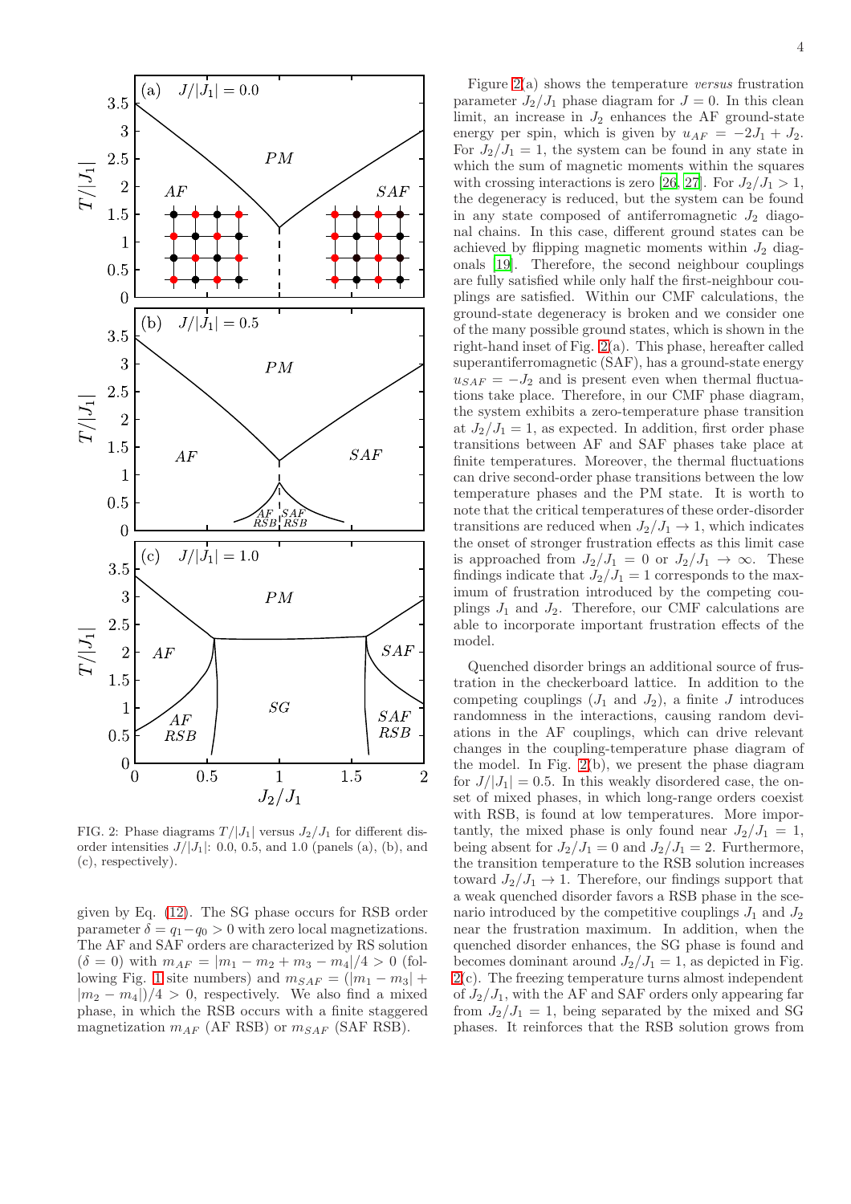FIG. 2: Phase diagrams $T/|J_1|$ versus $J_2/J_1$ for different disorder intensities $J/|J_1|$: 0.0, 0.5, and 1.0 (panels (a), (b), and (c), respectively).

given by Eq. (12). The SG phase occurs for RSB order parameter $\delta = q_1 - q_0 > 0$ with zero local magnetizations. The AF and SAF orders are characterized by RS solution ($\delta = 0$) with $m_{AF} = |m_1 - m_2 + m_3 - m_4|/4 > 0$ (following Fig. 1 site numbers) and $m_{SAF} = (|m_1 - m_3| + |m_2 - m_4|)/4 > 0$, respectively. We also find a mixed phase, in which the RSB occurs with a finite staggered magnetization $m_{AF}$ (AF RSB) or $m_{SAF}$ (SAF RSB).

Figure 2(a) shows the temperature *versus* frustration parameter $J_2/J_1$ phase diagram for $J = 0$. In this clean limit, an increase in $J_2$ enhances the AF ground-state energy per spin, which is given by $u_{AF} = -2J_1 + J_2$. For $J_2/J_1 = 1$, the system can be found in any state in which the sum of magnetic moments within the squares with crossing interactions is zero [26, 27]. For $J_2/J_1 > 1$, the degeneracy is reduced, but the system can be found in any state composed of antiferromagnetic $J_2$ diagonal chains. In this case, different ground states can be achieved by flipping magnetic moments within $J_2$ diagonals [19]. Therefore, the second neighbour couplings are fully satisfied while only half the first-neighbour couplings are satisfied. Within our CMF calculations, the ground-state degeneracy is broken and we consider one of the many possible ground states, which is shown in the right-hand inset of Fig. 2(a). This phase, hereafter called superantiferromagnetic (SAF), has a ground-state energy $u_{SAF} = -J_2$ and is present even when thermal fluctuations take place. Therefore, in our CMF phase diagram, the system exhibits a zero-temperature phase transition at $J_2/J_1 = 1$, as expected. In addition, first order phase transitions between AF and SAF phases take place at finite temperatures. Moreover, the thermal fluctuations can drive second-order phase transitions between the low temperature phases and the PM state. It is worth to note that the critical temperatures of these order-disorder transitions are reduced when $J_2/J_1 \to 1$, which indicates the onset of stronger frustration effects as this limit case is approached from $J_2/J_1 = 0$ or $J_2/J_1 \to \infty$. These findings indicate that $J_2/J_1 = 1$ corresponds to the maximum of frustration introduced by the competing couplings $J_1$ and $J_2$. Therefore, our CMF calculations are able to incorporate important frustration effects of the model.

Quenched disorder brings an additional source of frustration in the checkerboard lattice. In addition to the competing couplings ($J_1$ and $J_2$), a finite $J$ introduces randomness in the interactions, causing random deviations in the AF couplings, which can drive relevant changes in the coupling-temperature phase diagram of the model. In Fig. 2(b), we present the phase diagram for $J/|J_1| = 0.5$. In this weakly disordered case, the onset of mixed phases, in which long-range orders coexist with RSB, is found at low temperatures. More importantly, the mixed phase is only found near $J_2/J_1 = 1$, being absent for $J_2/J_1 = 0$ and $J_2/J_1 = 2$. Furthermore, the transition temperature to the RSB solution increases toward $J_2/J_1 \to 1$. Therefore, our findings support that a weak quenched disorder favors a RSB phase in the scenario introduced by the competitive couplings $J_1$ and $J_2$ near the frustration maximum. In addition, when the quenched disorder enhances, the SG phase is found and becomes dominant around $J_2/J_1 = 1$, as depicted in Fig. 2(c). The freezing temperature turns almost independent of $J_2/J_1$, with the AF and SAF orders only appearing far from $J_2/J_1 = 1$, being separated by the mixed and SG phases. It reinforces that the RSB solution grows from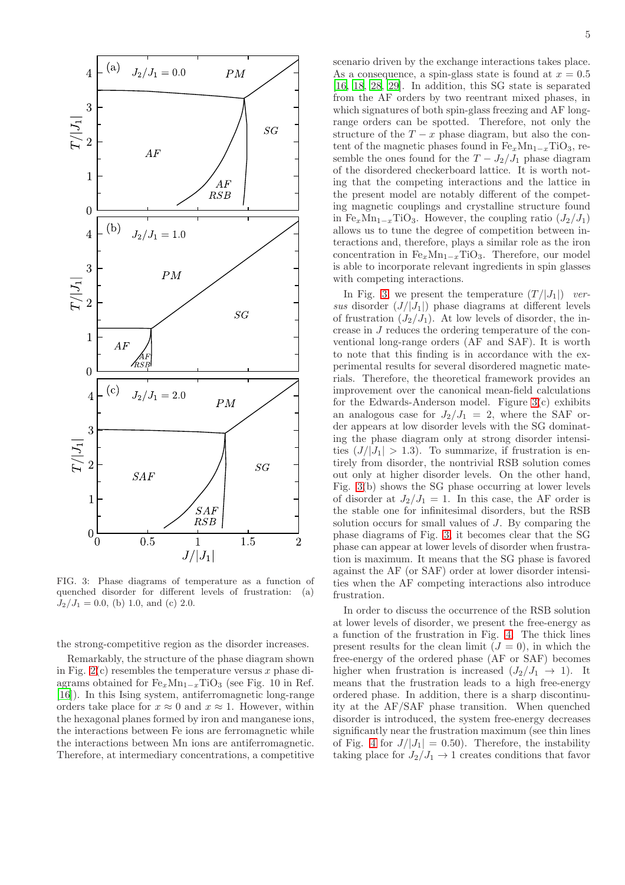FIG. 3: Phase diagrams of temperature as a function of quenched disorder for different levels of frustration: (a) $J_2/J_1 = 0.0$, (b) 1.0, and (c) 2.0.

the strong-competitive region as the disorder increases.

Remarkably, the structure of the phase diagram shown in Fig. 2(c) resembles the temperature versus $x$ phase diagrams obtained for $Fe_xMn_{1-x}TiO_3$ (see Fig. 10 in Ref. [16]). In this Ising system, antiferromagnetic long-range orders take place for $x \approx 0$ and $x \approx 1$. However, within the hexagonal planes formed by iron and manganese ions, the interactions between Fe ions are ferromagnetic while the interactions between Mn ions are antiferromagnetic. Therefore, at intermediary concentrations, a competitive scenario driven by the exchange interactions takes place. As a consequence, a spin-glass state is found at $x = 0.5$ [16, 18, 28, 29]. In addition, this SG state is separated from the AF orders by two reentrant mixed phases, in which signatures of both spin-glass freezing and AF long-range orders can be spotted. Therefore, not only the structure of the $T - x$ phase diagram, but also the content of the magnetic phases found in $Fe_xMn_{1-x}TiO_3$, resemble the ones found for the $T - J_2/J_1$ phase diagram of the disordered checkerboard lattice. It is worth noting that the competing interactions and the lattice in the present model are notably different of the competing magnetic couplings and crystalline structure found in $Fe_xMn_{1-x}TiO_3$. However, the coupling ratio ($J_2/J_1$) allows us to tune the degree of competition between interactions and, therefore, plays a similar role as the iron concentration in $Fe_xMn_{1-x}TiO_3$. Therefore, our model is able to incorporate relevant ingredients in spin glasses with competing interactions.

In Fig. 3 we present the temperature ($T/|J_1|$) *versus* disorder ($J/|J_1|$) phase diagrams at different levels of frustration ($J_2/J_1$). At low levels of disorder, the increase in $J$ reduces the ordering temperature of the conventional long-range orders (AF and SAF). It is worth to note that this finding is in accordance with the experimental results for several disordered magnetic materials. Therefore, the theoretical framework provides an improvement over the canonical mean-field calculations for the Edwards-Anderson model. Figure 3(c) exhibits an analogous case for $J_2/J_1 = 2$, where the SAF order appears at low disorder levels with the SG dominating the phase diagram only at strong disorder intensities ($J/|J_1| > 1.3$). To summarize, if frustration is entirely from disorder, the nontrivial RSB solution comes out only at higher disorder levels. On the other hand, Fig. 3(b) shows the SG phase occurring at lower levels of disorder at $J_2/J_1 = 1$. In this case, the AF order is the stable one for infinitesimal disorders, but the RSB solution occurs for small values of $J$. By comparing the phase diagrams of Fig. 3, it becomes clear that the SG phase can appear at lower levels of disorder when frustration is maximum. It means that the SG phase is favored against the AF (or SAF) order at lower disorder intensities when the AF competing interactions also introduce frustration.

In order to discuss the occurrence of the RSB solution at lower levels of disorder, we present the free-energy as a function of the frustration in Fig. 4. The thick lines present results for the clean limit ($J = 0$), in which the free-energy of the ordered phase (AF or SAF) becomes higher when frustration is increased ($J_2/J_1 \to 1$). It means that the frustration leads to a high free-energy ordered phase. In addition, there is a sharp discontinuity at the AF/SAF phase transition. When quenched disorder is introduced, the system free-energy decreases significantly near the frustration maximum (see thin lines of Fig. 4 for $J/|J_1| = 0.50$). Therefore, the instability taking place for $J_2/J_1 \to 1$ creates conditions that favor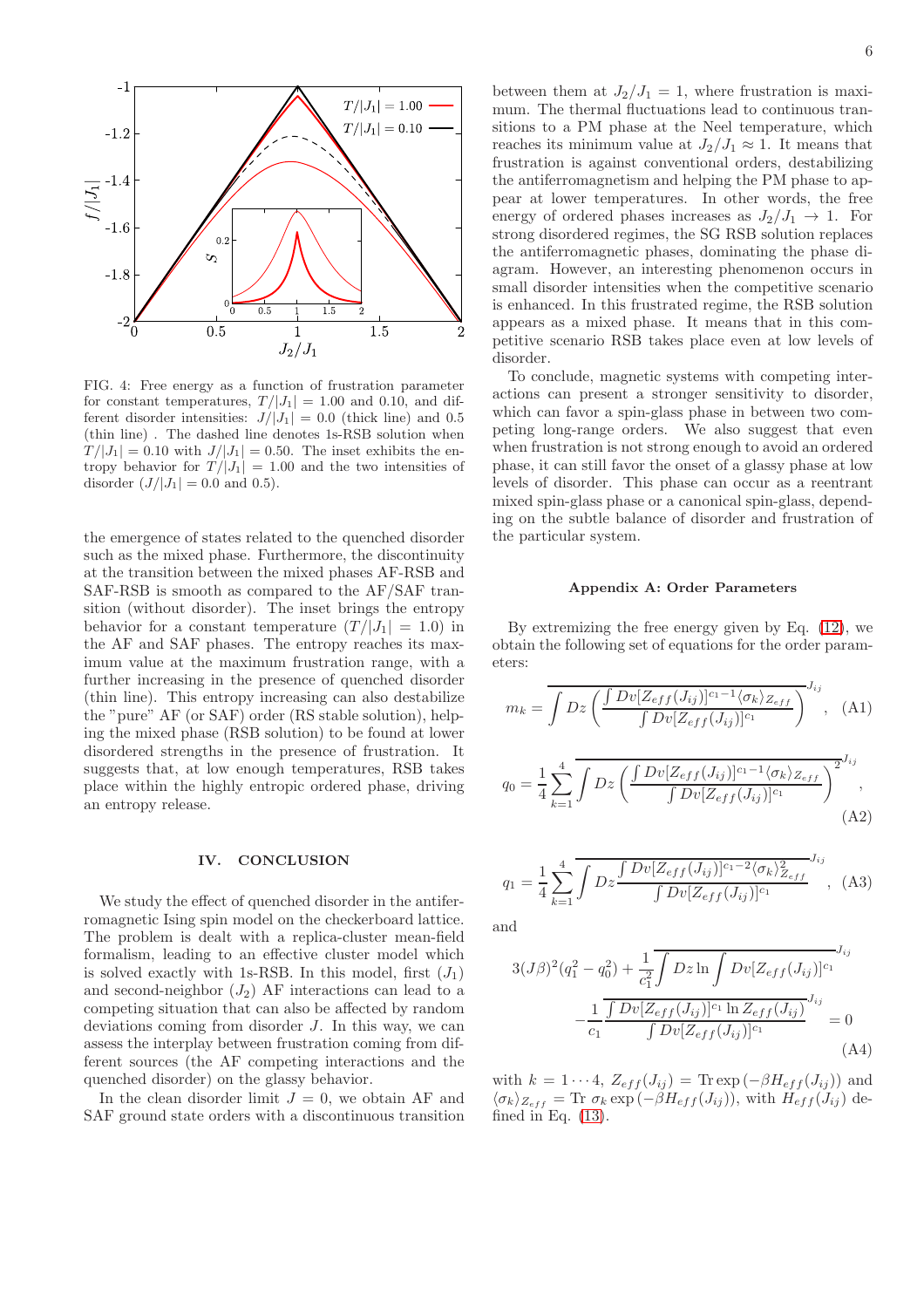FIG. 4: Free energy as a function of frustration parameter for constant temperatures, $T/|J_1| = 1.00$ and 0.10, and different disorder intensities: $J/|J_1| = 0.0$ (thick line) and 0.5 (thin line) . The dashed line denotes 1s-RSB solution when $T/|J_1| = 0.10$ with $J/|J_1| = 0.50$. The inset exhibits the entropy behavior for $T/|J_1| = 1.00$ and the two intensities of disorder ($J/|J_1| = 0.0$ and 0.5).

the emergence of states related to the quenched disorder such as the mixed phase. Furthermore, the discontinuity at the transition between the mixed phases AF-RSB and SAF-RSB is smooth as compared to the AF/SAF transition (without disorder). The inset brings the entropy behavior for a constant temperature ($T/|J_1| = 1.0$) in the AF and SAF phases. The entropy reaches its maximum value at the maximum frustration range, with a further increasing in the presence of quenched disorder (thin line). This entropy increasing can also destabilize the "pure" AF (or SAF) order (RS stable solution), helping the mixed phase (RSB solution) to be found at lower disordered strengths in the presence of frustration. It suggests that, at low enough temperatures, RSB takes place within the highly entropic ordered phase, driving an entropy release.

## IV. CONCLUSION

We study the effect of quenched disorder in the antiferromagnetic Ising spin model on the checkerboard lattice. The problem is dealt with a replica-cluster mean-field formalism, leading to an effective cluster model which is solved exactly with 1s-RSB. In this model, first ($J_1$) and second-neighbor ($J_2$) AF interactions can lead to a competing situation that can also be affected by random deviations coming from disorder $J$. In this way, we can assess the interplay between frustration coming from different sources (the AF competing interactions and the quenched disorder) on the glassy behavior.

In the clean disorder limit $J = 0$, we obtain AF and SAF ground state orders with a discontinuous transition between them at $J_2/J_1 = 1$, where frustration is maximum. The thermal fluctuations lead to continuous transitions to a PM phase at the Neel temperature, which reaches its minimum value at $J_2/J_1 \approx 1$. It means that frustration is against conventional orders, destabilizing the antiferromagnetism and helping the PM phase to appear at lower temperatures. In other words, the free energy of ordered phases increases as $J_2/J_1 \to 1$. For strong disordered regimes, the SG RSB solution replaces the antiferromagnetic phases, dominating the phase diagram. However, an interesting phenomenon occurs in small disorder intensities when the competitive scenario is enhanced. In this frustrated regime, the RSB solution appears as a mixed phase. It means that in this competitive scenario RSB takes place even at low levels of disorder.

To conclude, magnetic systems with competing interactions can present a stronger sensitivity to disorder, which can favor a spin-glass phase in between two competing long-range orders. We also suggest that even when frustration is not strong enough to avoid an ordered phase, it can still favor the onset of a glassy phase at low levels of disorder. This phase can occur as a reentrant mixed spin-glass phase or a canonical spin-glass, depending on the subtle balance of disorder and frustration of the particular system.

### Appendix A: Order Parameters

By extremizing the free energy given by Eq. (12), we obtain the following set of equations for the order parameters:

$$m_k = \overline{\int Dz \left( \frac{\int Dv [Z_{eff}(J_{ij})]^{c_1 - 1} \langle \sigma_k \rangle_{Z_{eff}}}{\int Dv [Z_{eff}(J_{ij})]^{c_1}} \right)}^{J_{ij}}, \quad \text{(A1)}$$

$$q_0 = \frac{1}{4} \sum_{k=1}^{4} \overline{\int Dz \left( \frac{\int Dv [Z_{eff}(J_{ij})]^{c_1 - 1} \langle \sigma_k \rangle_{Z_{eff}}}{\int Dv [Z_{eff}(J_{ij})]^{c_1}} \right)^2}^{J_{ij}}, \quad \text{(A2)}$$

$$q_1 = \frac{1}{4} \sum_{k=1}^{4} \overline{\int Dz \frac{\int Dv [Z_{eff}(J_{ij})]^{c_1 - 2} \langle \sigma_k \rangle^2_{Z_{eff}}}{\int Dv [Z_{eff}(J_{ij})]^{c_1}}}^{J_{ij}}, \quad \text{(A3)}$$

and

$$3(J\beta)^2 (q_1^2 - q_0^2) + \frac{1}{c_1^2} \overline{\int Dz \ln \int Dv [Z_{eff}(J_{ij})]^{c_1}}^{J_{ij}} - \frac{1}{c_1} \overline{\frac{\int Dv [Z_{eff}(J_{ij})]^{c_1} \ln Z_{eff}(J_{ij})}{\int Dv [Z_{eff}(J_{ij})]^{c_1}}}^{J_{ij}} = 0 \quad \text{(A4)}$$

with $k = 1 \cdots 4$, $Z_{eff}(J_{ij}) = \text{Tr} \exp(-\beta H_{eff}(J_{ij}))$ and $\langle \sigma_k \rangle_{Z_{eff}} = \text{Tr}\ \sigma_k \exp(-\beta H_{eff}(J_{ij}))$, with $H_{eff}(J_{ij})$ defined in Eq. (13).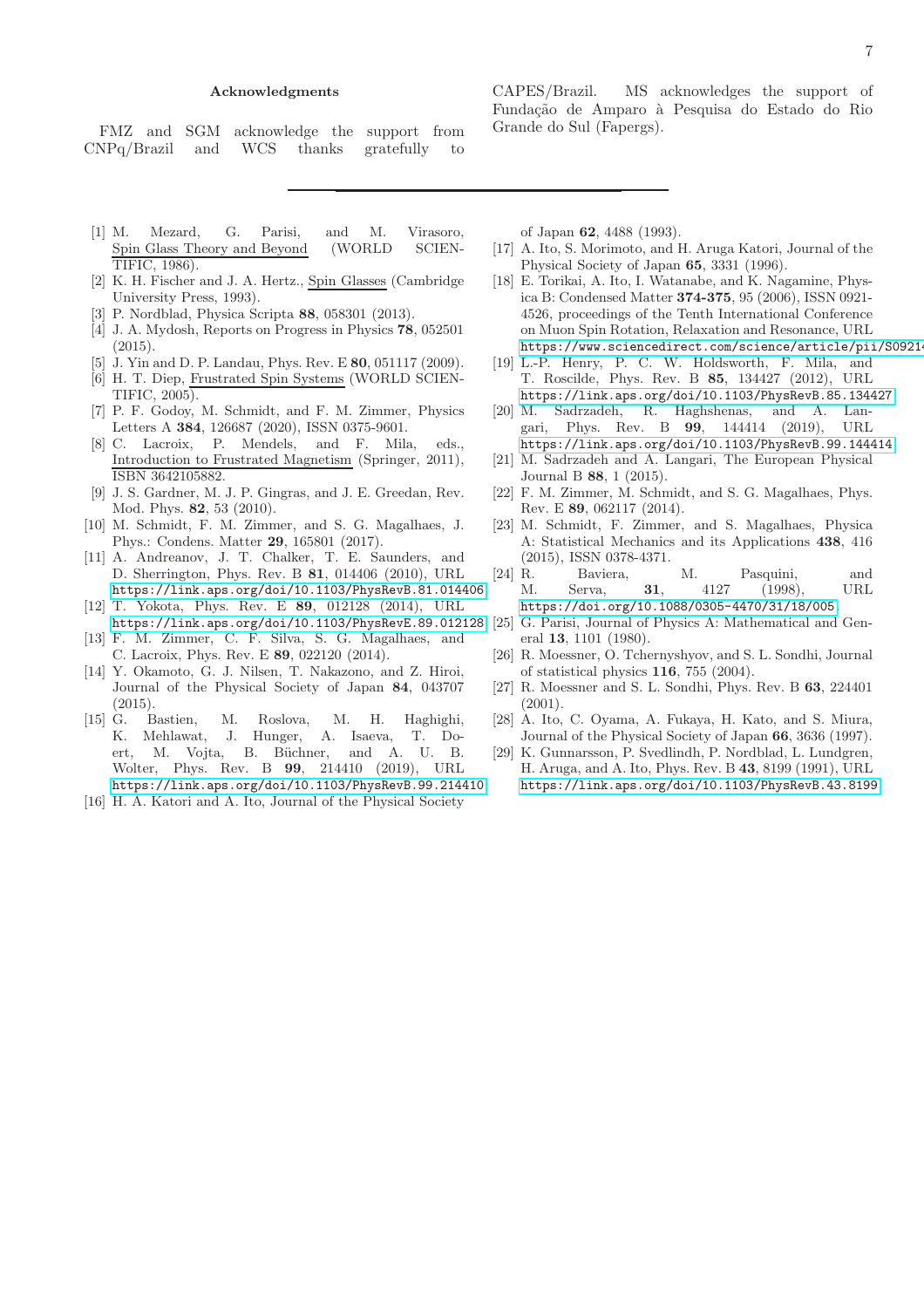### Acknowledgments

FMZ and SGM acknowledge the support from CNPq/Brazil and WCS thanks gratefully to CAPES/Brazil. MS acknowledges the support of Fundação de Amparo à Pesquisa do Estado do Rio Grande do Sul (Fapergs).

---

[1] M. Mezard, G. Parisi, and M. Virasoro, Spin Glass Theory and Beyond (WORLD SCIENTIFIC, 1986).

[2] K. H. Fischer and J. A. Hertz., Spin Glasses (Cambridge University Press, 1993).

[3] P. Nordblad, Physica Scripta **88**, 058301 (2013).

[4] J. A. Mydosh, Reports on Progress in Physics **78**, 052501 (2015).

[5] J. Yin and D. P. Landau, Phys. Rev. E **80**, 051117 (2009).

[6] H. T. Diep, Frustrated Spin Systems (WORLD SCIENTIFIC, 2005).

[7] P. F. Godoy, M. Schmidt, and F. M. Zimmer, Physics Letters A **384**, 126687 (2020), ISSN 0375-9601.

[8] C. Lacroix, P. Mendels, and F. Mila, eds., Introduction to Frustrated Magnetism (Springer, 2011), ISBN 3642105882.

[9] J. S. Gardner, M. J. P. Gingras, and J. E. Greedan, Rev. Mod. Phys. **82**, 53 (2010).

[10] M. Schmidt, F. M. Zimmer, and S. G. Magalhaes, J. Phys.: Condens. Matter **29**, 165801 (2017).

[11] A. Andreanov, J. T. Chalker, T. E. Saunders, and D. Sherrington, Phys. Rev. B **81**, 014406 (2010), URL https://link.aps.org/doi/10.1103/PhysRevB.81.014406.

[12] T. Yokota, Phys. Rev. E **89**, 012128 (2014), URL https://link.aps.org/doi/10.1103/PhysRevE.89.012128.

[13] F. M. Zimmer, C. F. Silva, S. G. Magalhaes, and C. Lacroix, Phys. Rev. E **89**, 022120 (2014).

[14] Y. Okamoto, G. J. Nilsen, T. Nakazono, and Z. Hiroi, Journal of the Physical Society of Japan **84**, 043707 (2015).

[15] G. Bastien, M. Roslova, M. H. Haghighi, K. Mehlawat, J. Hunger, A. Isaeva, T. Doert, M. Vojta, B. Büchner, and A. U. B. Wolter, Phys. Rev. B **99**, 214410 (2019), URL https://link.aps.org/doi/10.1103/PhysRevB.99.214410.

[16] H. A. Katori and A. Ito, Journal of the Physical Society of Japan **62**, 4488 (1993).

[17] A. Ito, S. Morimoto, and H. Aruga Katori, Journal of the Physical Society of Japan **65**, 3331 (1996).

[18] E. Torikai, A. Ito, I. Watanabe, and K. Nagamine, Physica B: Condensed Matter **374-375**, 95 (2006), ISSN 0921-4526, proceedings of the Tenth International Conference on Muon Spin Rotation, Relaxation and Resonance, URL https://www.sciencedirect.com/science/article/pii/S09214

[19] L.-P. Henry, P. C. W. Holdsworth, F. Mila, and T. Roscilde, Phys. Rev. B **85**, 134427 (2012), URL https://link.aps.org/doi/10.1103/PhysRevB.85.134427.

[20] M. Sadrzadeh, R. Haghshenas, and A. Langari, Phys. Rev. B **99**, 144414 (2019), URL https://link.aps.org/doi/10.1103/PhysRevB.99.144414.

[21] M. Sadrzadeh and A. Langari, The European Physical Journal B **88**, 1 (2015).

[22] F. M. Zimmer, M. Schmidt, and S. G. Magalhaes, Phys. Rev. E **89**, 062117 (2014).

[23] M. Schmidt, F. Zimmer, and S. Magalhaes, Physica A: Statistical Mechanics and its Applications **438**, 416 (2015), ISSN 0378-4371.

[24] R. Baviera, M. Pasquini, and M. Serva, **31**, 4127 (1998), URL https://doi.org/10.1088/0305-4470/31/18/005.

[25] G. Parisi, Journal of Physics A: Mathematical and General **13**, 1101 (1980).

[26] R. Moessner, O. Tchernyshyov, and S. L. Sondhi, Journal of statistical physics **116**, 755 (2004).

[27] R. Moessner and S. L. Sondhi, Phys. Rev. B **63**, 224401 (2001).

[28] A. Ito, C. Oyama, A. Fukaya, H. Kato, and S. Miura, Journal of the Physical Society of Japan **66**, 3636 (1997).

[29] K. Gunnarsson, P. Svedlindh, P. Nordblad, L. Lundgren, H. Aruga, and A. Ito, Phys. Rev. B **43**, 8199 (1991), URL https://link.aps.org/doi/10.1103/PhysRevB.43.8199.